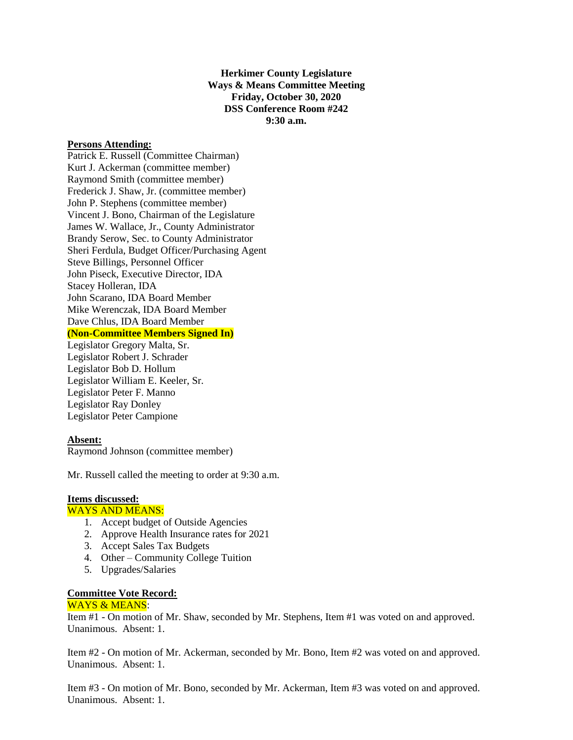**Herkimer County Legislature**
**Ways & Means Committee Meeting**
**Friday, October 30, 2020**
**DSS Conference Room #242**
**9:30 a.m.**

**Persons Attending:**

Patrick E. Russell (Committee Chairman)
Kurt J. Ackerman (committee member)
Raymond Smith (committee member)
Frederick J. Shaw, Jr. (committee member)
John P. Stephens (committee member)
Vincent J. Bono, Chairman of the Legislature
James W. Wallace, Jr., County Administrator
Brandy Serow, Sec. to County Administrator
Sheri Ferdula, Budget Officer/Purchasing Agent
Steve Billings, Personnel Officer
John Piseck, Executive Director, IDA
Stacey Holleran, IDA
John Scarano, IDA Board Member
Mike Werenczak, IDA Board Member
Dave Chlus, IDA Board Member
**(Non-Committee Members Signed In)**
Legislator Gregory Malta, Sr.
Legislator Robert J. Schrader
Legislator Bob D. Hollum
Legislator William E. Keeler, Sr.
Legislator Peter F. Manno
Legislator Ray Donley
Legislator Peter Campione

**Absent:**

Raymond Johnson (committee member)

Mr. Russell called the meeting to order at 9:30 a.m.

**Items discussed:**

WAYS AND MEANS:

1. Accept budget of Outside Agencies
2. Approve Health Insurance rates for 2021
3. Accept Sales Tax Budgets
4. Other – Community College Tuition
5. Upgrades/Salaries

**Committee Vote Record:**

WAYS & MEANS:

Item #1 - On motion of Mr. Shaw, seconded by Mr. Stephens, Item #1 was voted on and approved. Unanimous. Absent: 1.

Item #2 - On motion of Mr. Ackerman, seconded by Mr. Bono, Item #2 was voted on and approved. Unanimous. Absent: 1.

Item #3 - On motion of Mr. Bono, seconded by Mr. Ackerman, Item #3 was voted on and approved. Unanimous. Absent: 1.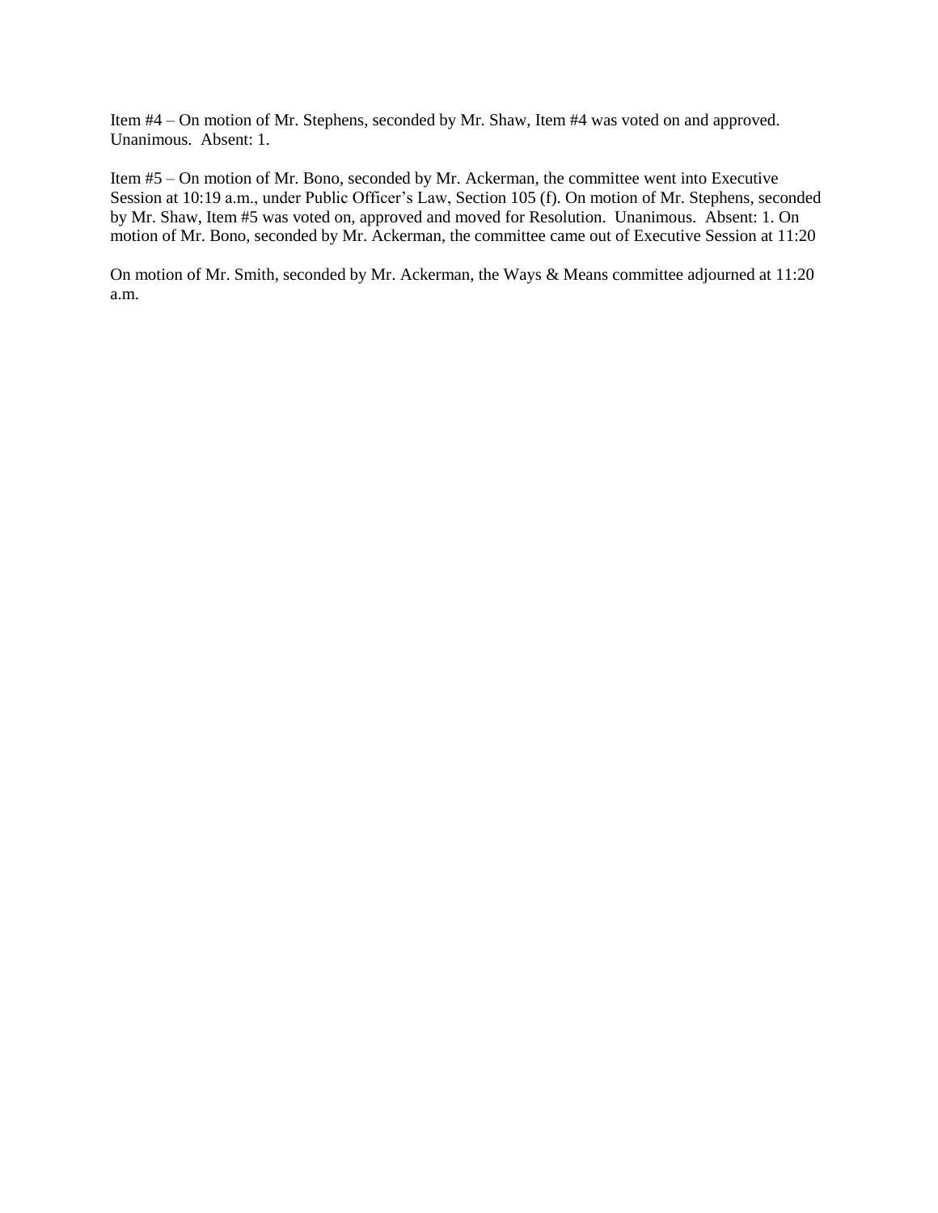Item #4 – On motion of Mr. Stephens, seconded by Mr. Shaw, Item #4 was voted on and approved. Unanimous. Absent: 1.

Item #5 – On motion of Mr. Bono, seconded by Mr. Ackerman, the committee went into Executive Session at 10:19 a.m., under Public Officer's Law, Section 105 (f). On motion of Mr. Stephens, seconded by Mr. Shaw, Item #5 was voted on, approved and moved for Resolution. Unanimous. Absent: 1. On motion of Mr. Bono, seconded by Mr. Ackerman, the committee came out of Executive Session at 11:20

On motion of Mr. Smith, seconded by Mr. Ackerman, the Ways & Means committee adjourned at 11:20 a.m.